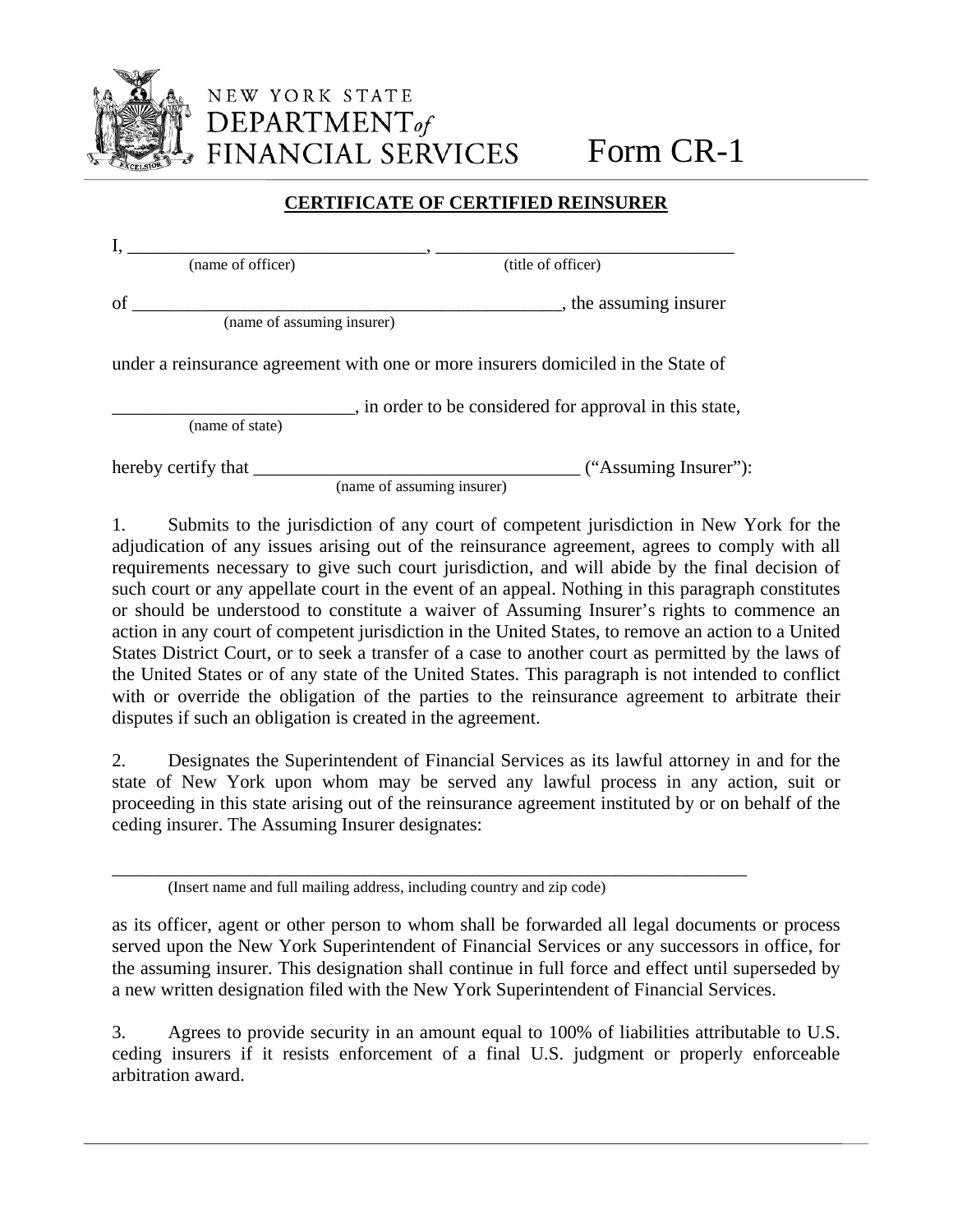NEW YORK STATE
DEPARTMENT of
FINANCIAL SERVICES

Form CR-1

## CERTIFICATE OF CERTIFIED REINSURER

I, ________________________________, ________________________________
(name of officer) (title of officer)

of ______________________________________________, the assuming insurer
(name of assuming insurer)

under a reinsurance agreement with one or more insurers domiciled in the State of

__________________________, in order to be considered for approval in this state,
(name of state)

hereby certify that ___________________________________ ("Assuming Insurer"):
(name of assuming insurer)

1. Submits to the jurisdiction of any court of competent jurisdiction in New York for the adjudication of any issues arising out of the reinsurance agreement, agrees to comply with all requirements necessary to give such court jurisdiction, and will abide by the final decision of such court or any appellate court in the event of an appeal. Nothing in this paragraph constitutes or should be understood to constitute a waiver of Assuming Insurer's rights to commence an action in any court of competent jurisdiction in the United States, to remove an action to a United States District Court, or to seek a transfer of a case to another court as permitted by the laws of the United States or of any state of the United States. This paragraph is not intended to conflict with or override the obligation of the parties to the reinsurance agreement to arbitrate their disputes if such an obligation is created in the agreement.

2. Designates the Superintendent of Financial Services as its lawful attorney in and for the state of New York upon whom may be served any lawful process in any action, suit or proceeding in this state arising out of the reinsurance agreement instituted by or on behalf of the ceding insurer. The Assuming Insurer designates:

______________________________________________________________________
(Insert name and full mailing address, including country and zip code)

as its officer, agent or other person to whom shall be forwarded all legal documents or process served upon the New York Superintendent of Financial Services or any successors in office, for the assuming insurer. This designation shall continue in full force and effect until superseded by a new written designation filed with the New York Superintendent of Financial Services.

3. Agrees to provide security in an amount equal to 100% of liabilities attributable to U.S. ceding insurers if it resists enforcement of a final U.S. judgment or properly enforceable arbitration award.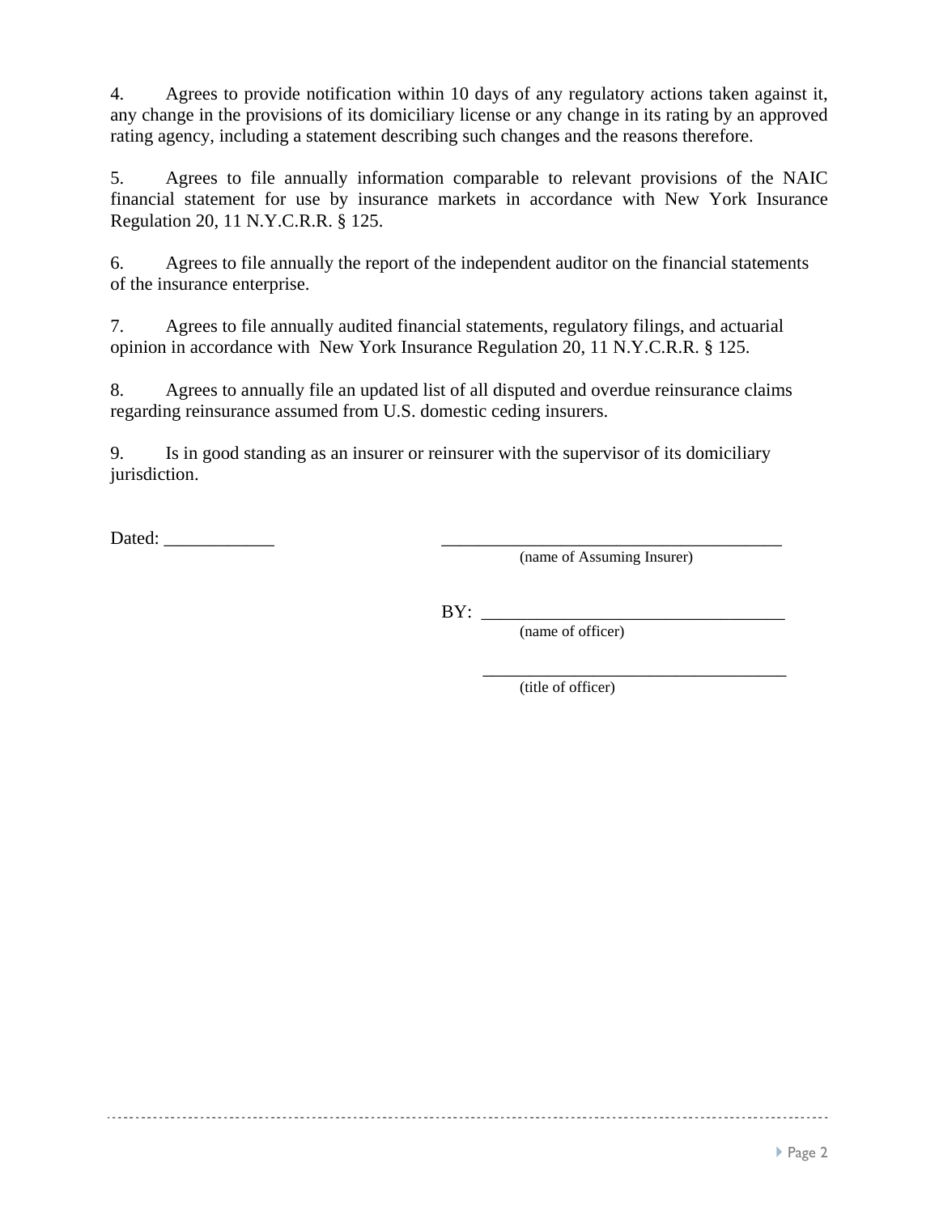4. Agrees to provide notification within 10 days of any regulatory actions taken against it, any change in the provisions of its domiciliary license or any change in its rating by an approved rating agency, including a statement describing such changes and the reasons therefore.

5. Agrees to file annually information comparable to relevant provisions of the NAIC financial statement for use by insurance markets in accordance with New York Insurance Regulation 20, 11 N.Y.C.R.R. § 125.

6. Agrees to file annually the report of the independent auditor on the financial statements of the insurance enterprise.

7. Agrees to file annually audited financial statements, regulatory filings, and actuarial opinion in accordance with New York Insurance Regulation 20, 11 N.Y.C.R.R. § 125.

8. Agrees to annually file an updated list of all disputed and overdue reinsurance claims regarding reinsurance assumed from U.S. domestic ceding insurers.

9. Is in good standing as an insurer or reinsurer with the supervisor of its domiciliary jurisdiction.

Dated: ____________

_______________________________________
(name of Assuming Insurer)

BY: __________________________________
(name of officer)

__________________________________
(title of officer)